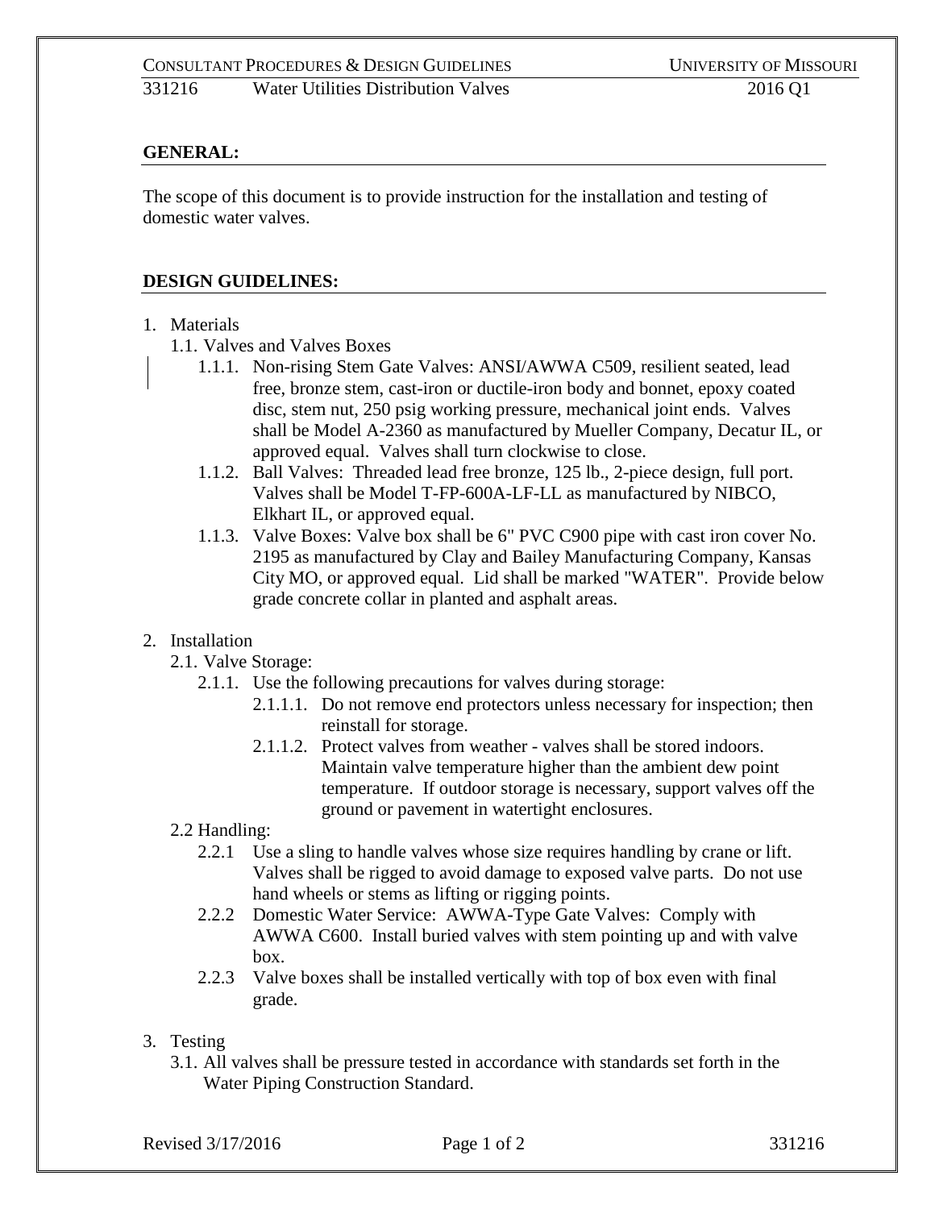## GENERAL:

The scope of this document is to provide instruction for the installation and testing of domestic water valves.

## DESIGN GUIDELINES:

1. Materials
   - 1.1. Valves and Valves Boxes
     - 1.1.1. Non-rising Stem Gate Valves: ANSI/AWWA C509, resilient seated, lead free, bronze stem, cast-iron or ductile-iron body and bonnet, epoxy coated disc, stem nut, 250 psig working pressure, mechanical joint ends. Valves shall be Model A-2360 as manufactured by Mueller Company, Decatur IL, or approved equal. Valves shall turn clockwise to close.
     - 1.1.2. Ball Valves: Threaded lead free bronze, 125 lb., 2-piece design, full port. Valves shall be Model T-FP-600A-LF-LL as manufactured by NIBCO, Elkhart IL, or approved equal.
     - 1.1.3. Valve Boxes: Valve box shall be 6" PVC C900 pipe with cast iron cover No. 2195 as manufactured by Clay and Bailey Manufacturing Company, Kansas City MO, or approved equal. Lid shall be marked "WATER". Provide below grade concrete collar in planted and asphalt areas.

2. Installation
   - 2.1. Valve Storage:
     - 2.1.1. Use the following precautions for valves during storage:
       - 2.1.1.1. Do not remove end protectors unless necessary for inspection; then reinstall for storage.
       - 2.1.1.2. Protect valves from weather - valves shall be stored indoors. Maintain valve temperature higher than the ambient dew point temperature. If outdoor storage is necessary, support valves off the ground or pavement in watertight enclosures.
   - 2.2 Handling:
     - 2.2.1 Use a sling to handle valves whose size requires handling by crane or lift. Valves shall be rigged to avoid damage to exposed valve parts. Do not use hand wheels or stems as lifting or rigging points.
     - 2.2.2 Domestic Water Service: AWWA-Type Gate Valves: Comply with AWWA C600. Install buried valves with stem pointing up and with valve box.
     - 2.2.3 Valve boxes shall be installed vertically with top of box even with final grade.

3. Testing
   - 3.1. All valves shall be pressure tested in accordance with standards set forth in the Water Piping Construction Standard.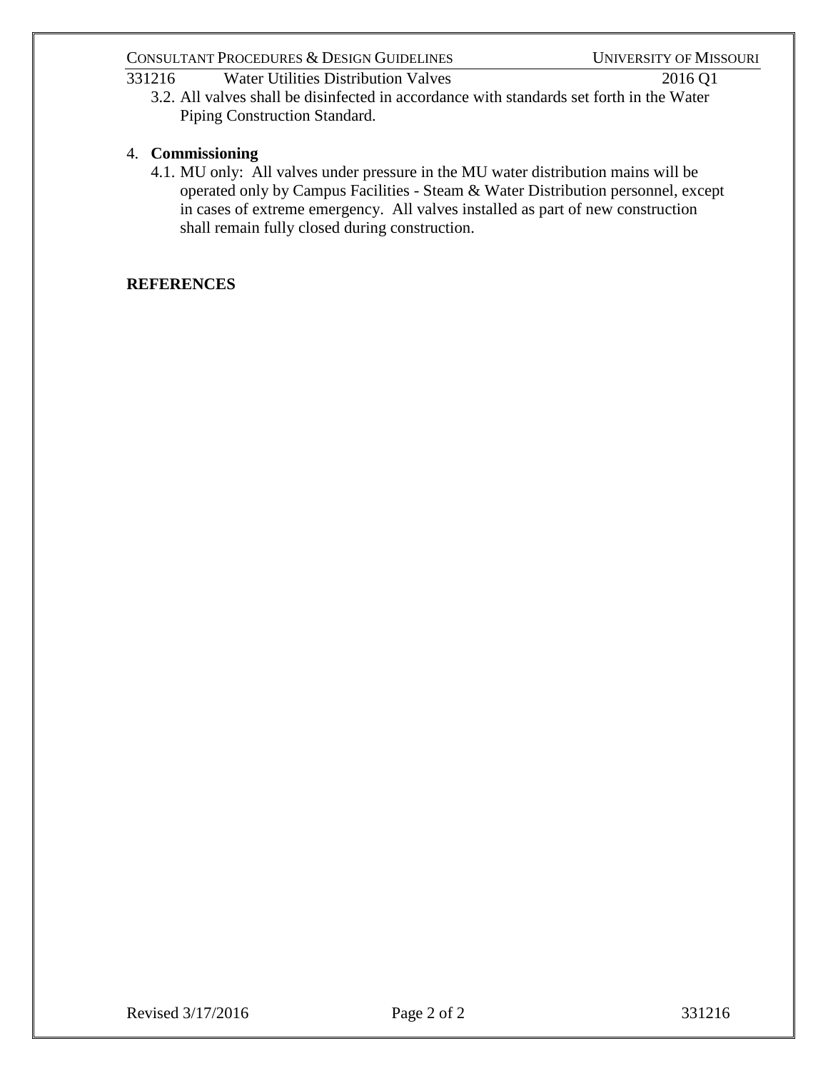3.2. All valves shall be disinfected in accordance with standards set forth in the Water Piping Construction Standard.

4. **Commissioning**

4.1. MU only: All valves under pressure in the MU water distribution mains will be operated only by Campus Facilities - Steam & Water Distribution personnel, except in cases of extreme emergency. All valves installed as part of new construction shall remain fully closed during construction.

**REFERENCES**